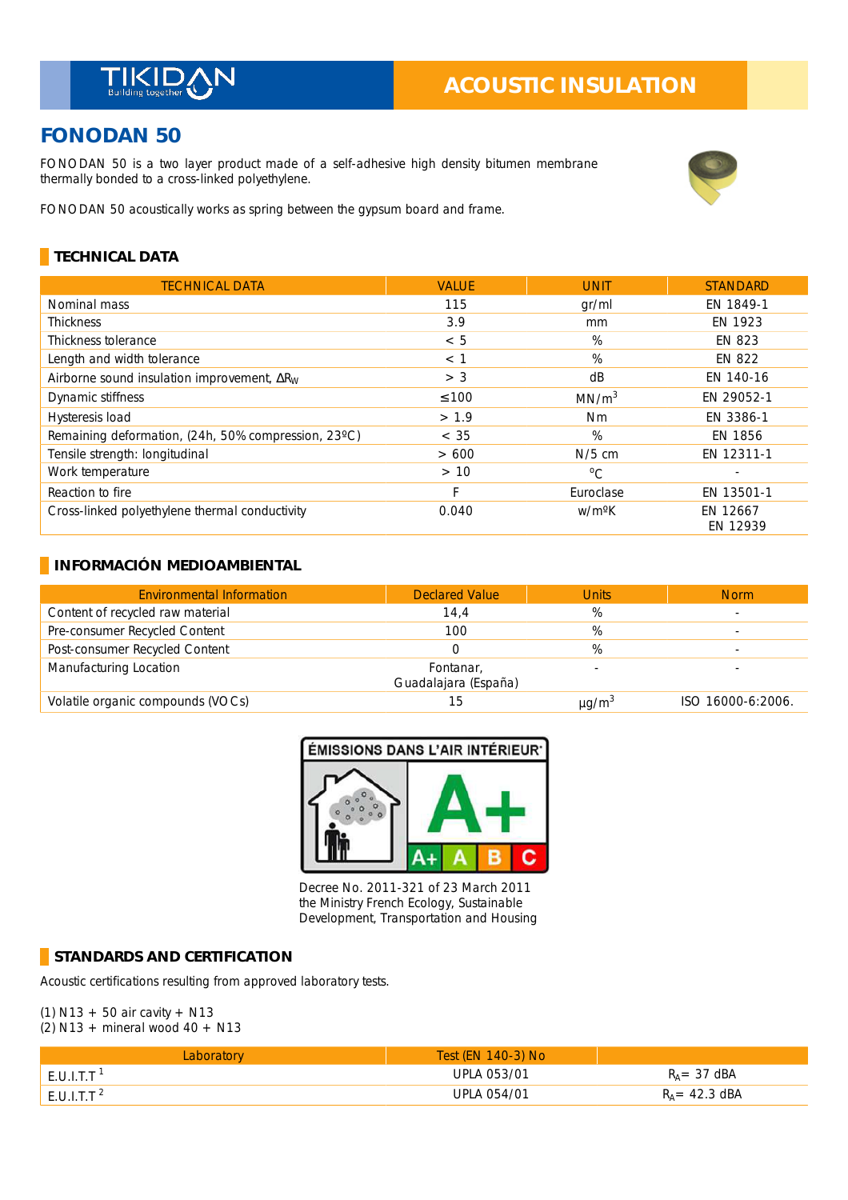TIKIDAN Building together

**ACOUSTIC INSULATION**

# FONODAN 50

FONODAN 50 is a two layer product made of a self-adhesive high density bitumen membrane thermally bonded to a cross-linked polyethylene.

FONODAN 50 acoustically works as spring between the gypsum board and frame.

## TECHNICAL DATA

| TECHNICAL DATA | VALUE | UNIT | STANDARD |
|---|---|---|---|
| Nominal mass | 115 | gr/ml | EN 1849-1 |
| Thickness | 3.9 | mm | EN 1923 |
| Thickness tolerance | < 5 | % | EN 823 |
| Length and width tolerance | < 1 | % | EN 822 |
| Airborne sound insulation improvement, $\Delta R_W$ | > 3 | dB | EN 140-16 |
| Dynamic stiffness | ≤100 | $MN/m^3$ | EN 29052-1 |
| Hysteresis load | > 1.9 | Nm | EN 3386-1 |
| Remaining deformation, (24h, 50% compression, 23ºC) | < 35 | % | EN 1856 |
| Tensile strength: longitudinal | > 600 | N/5 cm | EN 12311-1 |
| Work temperature | > 10 | ºC | - |
| Reaction to fire | F | Euroclase | EN 13501-1 |
| Cross-linked polyethylene thermal conductivity | 0.040 | w/mºK | EN 12667 EN 12939 |

## INFORMACIÓN MEDIOAMBIENTAL

| Environmental Information | Declared Value | Units | Norm |
|---|---|---|---|
| Content of recycled raw material | 14,4 | % | - |
| Pre-consumer Recycled Content | 100 | % | - |
| Post-consumer Recycled Content | 0 | % | - |
| Manufacturing Location | Fontanar, Guadalajara (España) | - | - |
| Volatile organic compounds (VOCs) | 15 | $\mu g/m^3$ | ISO 16000-6:2006. |

ÉMISSIONS DANS L'AIR INTÉRIEUR — A+ (A+ A B C)

Decree No. 2011-321 of 23 March 2011 the Ministry French Ecology, Sustainable Development, Transportation and Housing

## STANDARDS AND CERTIFICATION

Acoustic certifications resulting from approved laboratory tests.

(1) N13 + 50 air cavity + N13
(2) N13 + mineral wood 40 + N13

| Laboratory | Test (EN 140-3) No | |
|---|---|---|
| E.U.I.T.T [1] | UPLA 053/01 | $R_A$= 37 dBA |
| E.U.I.T.T [2] | UPLA 054/01 | $R_A$= 42.3 dBA |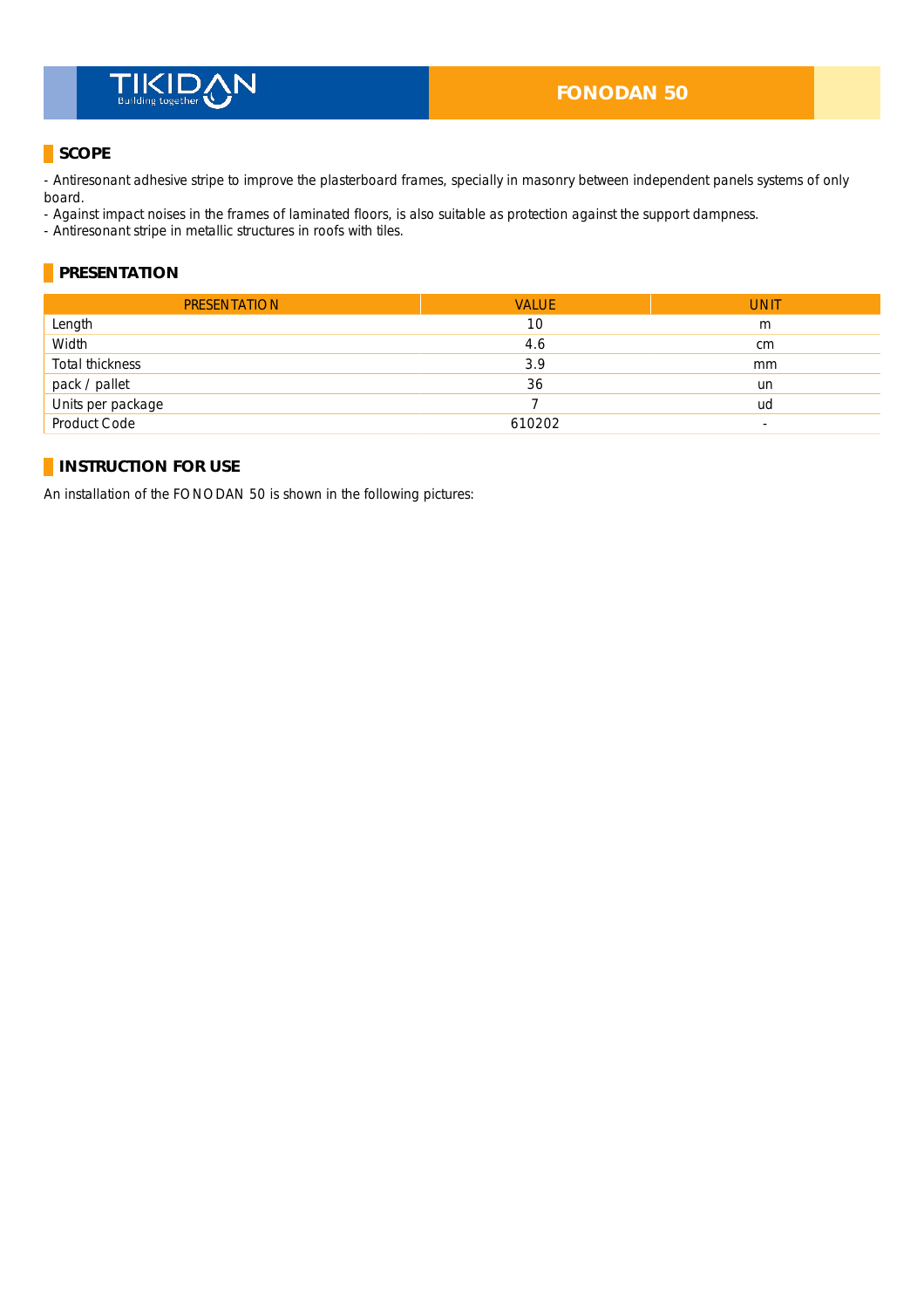# FONODAN 50

## SCOPE

- Antiresonant adhesive stripe to improve the plasterboard frames, specially in masonry between independent panels systems of only board.
- Against impact noises in the frames of laminated floors, is also suitable as protection against the support dampness.
- Antiresonant stripe in metallic structures in roofs with tiles.

## PRESENTATION

| PRESENTATION | VALUE | UNIT |
|---|---|---|
| Length | 10 | m |
| Width | 4.6 | cm |
| Total thickness | 3.9 | mm |
| pack / pallet | 36 | un |
| Units per package | 7 | ud |
| Product Code | 610202 | - |

## INSTRUCTION FOR USE

An installation of the FONODAN 50 is shown in the following pictures: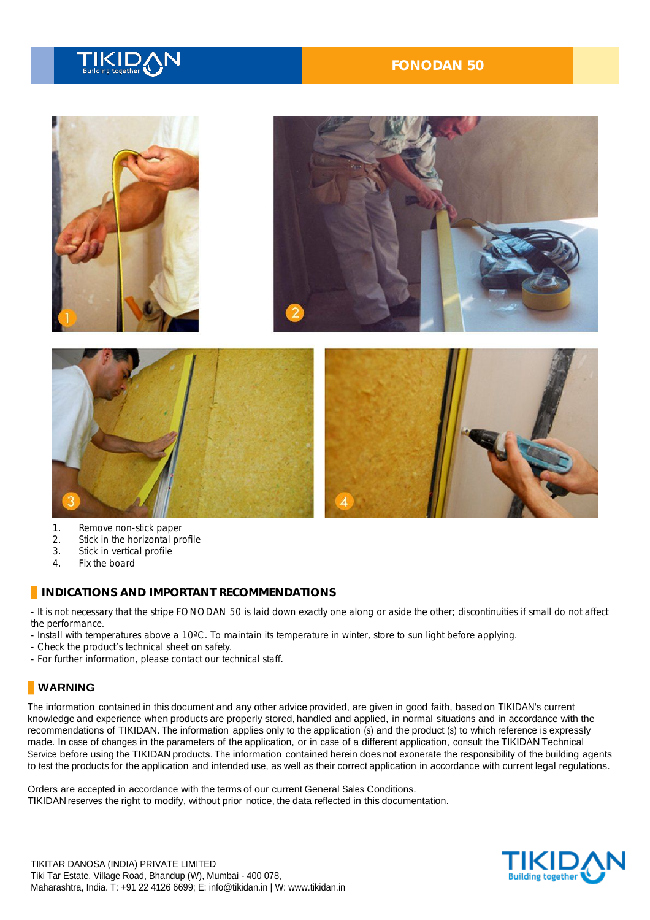1. Remove non-stick paper
2. Stick in the horizontal profile
3. Stick in vertical profile
4. Fix the board

## INDICATIONS AND IMPORTANT RECOMMENDATIONS

- It is not necessary that the stripe FONODAN 50 is laid down exactly one along or aside the other; discontinuities if small do not affect the performance.
- Install with temperatures above a 10ºC. To maintain its temperature in winter, store to sun light before applying.
- Check the product's technical sheet on safety.
- For further information, please contact our technical staff.

## WARNING

The information contained in this document and any other advice provided, are given in good faith, based on TIKIDAN's current knowledge and experience when products are properly stored, handled and applied, in normal situations and in accordance with the recommendations of TIKIDAN. The information applies only to the application (s) and the product (s) to which reference is expressly made. In case of changes in the parameters of the application, or in case of a different application, consult the TIKIDAN Technical Service before using the TIKIDAN products. The information contained herein does not exonerate the responsibility of the building agents to test the products for the application and intended use, as well as their correct application in accordance with current legal regulations.

Orders are accepted in accordance with the terms of our current General Sales Conditions.
TIKIDAN reserves the right to modify, without prior notice, the data reflected in this documentation.

TIKITAR DANOSA (INDIA) PRIVATE LIMITED
Tiki Tar Estate, Village Road, Bhandup (W), Mumbai - 400 078,
Maharashtra, India. T: +91 22 4126 6699; E: info@tikidan.in | W: www.tikidan.in